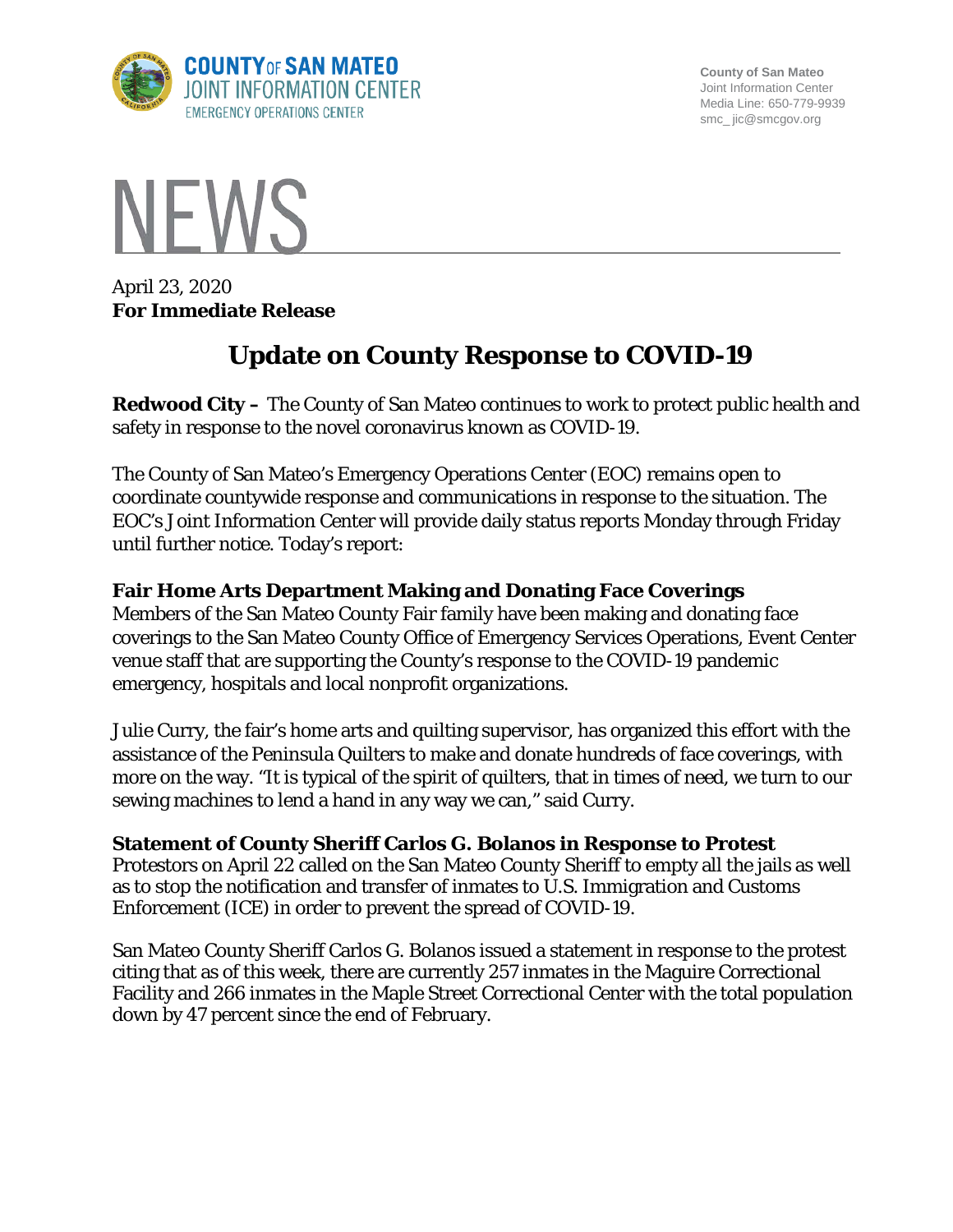COUNTY OF SAN MATEO
JOINT INFORMATION CENTER
EMERGENCY OPERATIONS CENTER

County of San Mateo
Joint Information Center
Media Line: 650-779-9939
smc_jic@smcgov.org

# NEWS

April 23, 2020
**For Immediate Release**

## Update on County Response to COVID-19

**Redwood City –** The County of San Mateo continues to work to protect public health and safety in response to the novel coronavirus known as COVID-19.

The County of San Mateo's Emergency Operations Center (EOC) remains open to coordinate countywide response and communications in response to the situation. The EOC's Joint Information Center will provide daily status reports Monday through Friday until further notice. Today's report:

### Fair Home Arts Department Making and Donating Face Coverings

Members of the San Mateo County Fair family have been making and donating face coverings to the San Mateo County Office of Emergency Services Operations, Event Center venue staff that are supporting the County's response to the COVID-19 pandemic emergency, hospitals and local nonprofit organizations.

Julie Curry, the fair's home arts and quilting supervisor, has organized this effort with the assistance of the Peninsula Quilters to make and donate hundreds of face coverings, with more on the way. "It is typical of the spirit of quilters, that in times of need, we turn to our sewing machines to lend a hand in any way we can," said Curry.

### Statement of County Sheriff Carlos G. Bolanos in Response to Protest

Protestors on April 22 called on the San Mateo County Sheriff to empty all the jails as well as to stop the notification and transfer of inmates to U.S. Immigration and Customs Enforcement (ICE) in order to prevent the spread of COVID-19.

San Mateo County Sheriff Carlos G. Bolanos issued a statement in response to the protest citing that as of this week, there are currently 257 inmates in the Maguire Correctional Facility and 266 inmates in the Maple Street Correctional Center with the total population down by 47 percent since the end of February.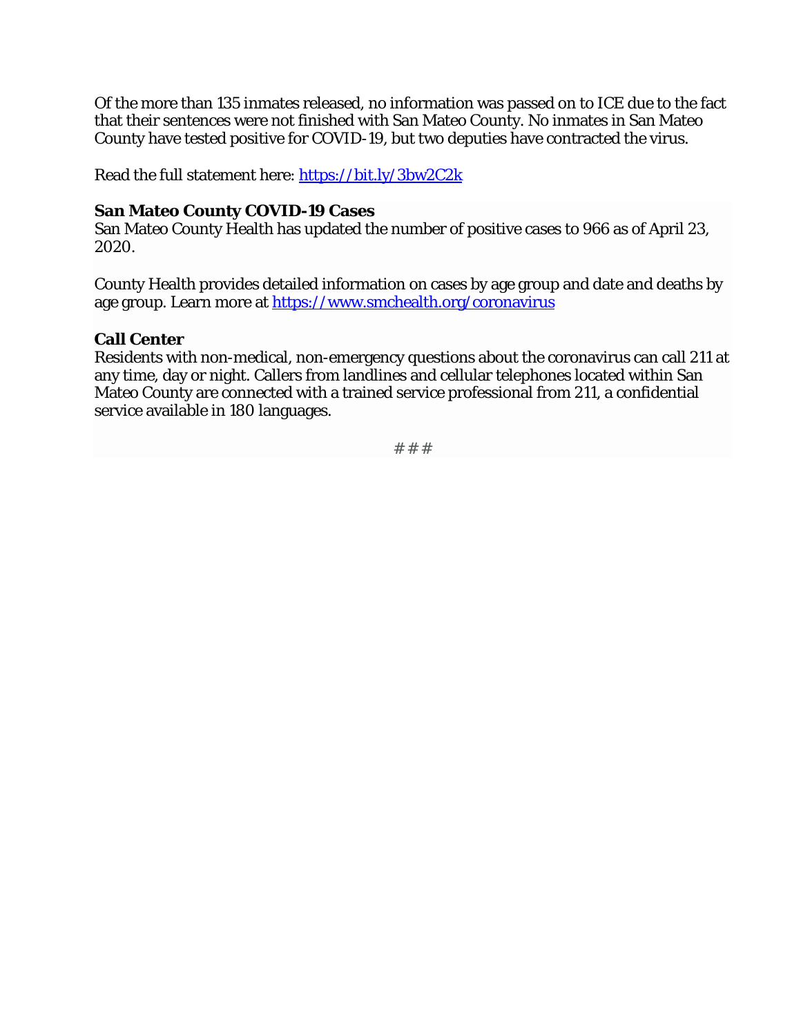Of the more than 135 inmates released, no information was passed on to ICE due to the fact that their sentences were not finished with San Mateo County. No inmates in San Mateo County have tested positive for COVID-19, but two deputies have contracted the virus.

Read the full statement here: https://bit.ly/3bw2C2k

**San Mateo County COVID-19 Cases**
San Mateo County Health has updated the number of positive cases to 966 as of April 23, 2020.

County Health provides detailed information on cases by age group and date and deaths by age group. Learn more at https://www.smchealth.org/coronavirus

**Call Center**
Residents with non-medical, non-emergency questions about the coronavirus can call 211 at any time, day or night. Callers from landlines and cellular telephones located within San Mateo County are connected with a trained service professional from 211, a confidential service available in 180 languages.

# # #